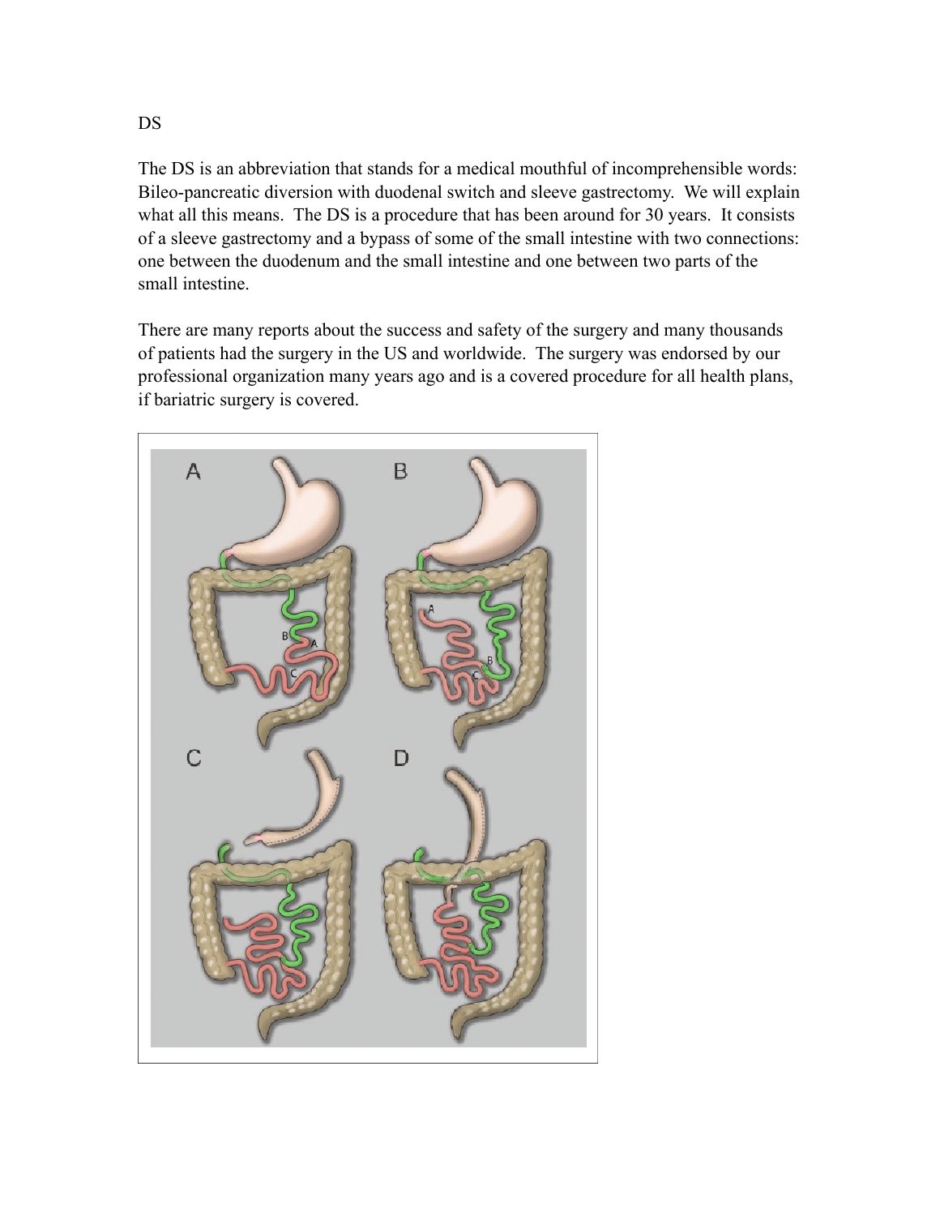DS

The DS is an abbreviation that stands for a medical mouthful of incomprehensible words: Bileo-pancreatic diversion with duodenal switch and sleeve gastrectomy. We will explain what all this means. The DS is a procedure that has been around for 30 years. It consists of a sleeve gastrectomy and a bypass of some of the small intestine with two connections: one between the duodenum and the small intestine and one between two parts of the small intestine.

There are many reports about the success and safety of the surgery and many thousands of patients had the surgery in the US and worldwide. The surgery was endorsed by our professional organization many years ago and is a covered procedure for all health plans, if bariatric surgery is covered.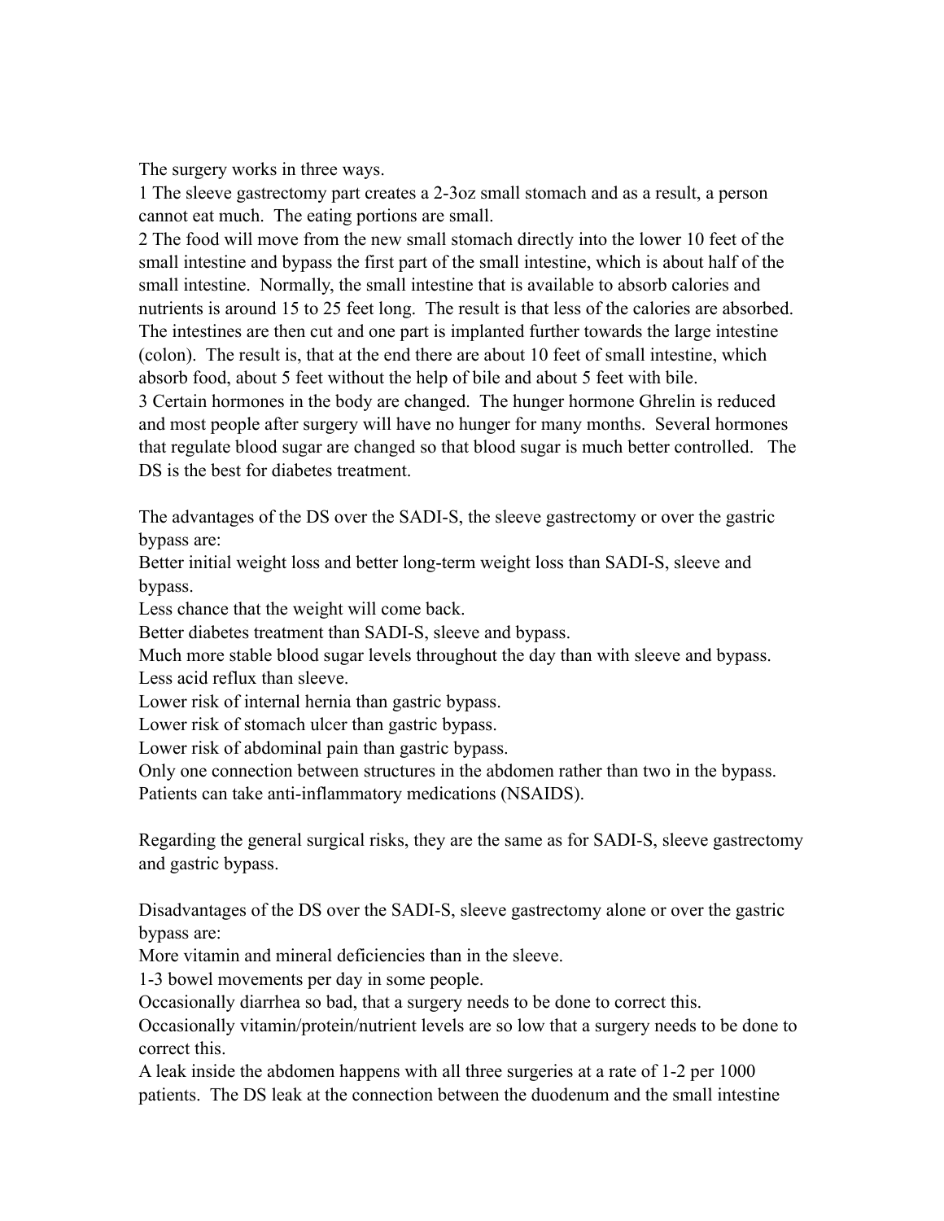The surgery works in three ways.

1 The sleeve gastrectomy part creates a 2-3oz small stomach and as a result, a person cannot eat much. The eating portions are small.

2 The food will move from the new small stomach directly into the lower 10 feet of the small intestine and bypass the first part of the small intestine, which is about half of the small intestine. Normally, the small intestine that is available to absorb calories and nutrients is around 15 to 25 feet long. The result is that less of the calories are absorbed. The intestines are then cut and one part is implanted further towards the large intestine (colon). The result is, that at the end there are about 10 feet of small intestine, which absorb food, about 5 feet without the help of bile and about 5 feet with bile.

3 Certain hormones in the body are changed. The hunger hormone Ghrelin is reduced and most people after surgery will have no hunger for many months. Several hormones that regulate blood sugar are changed so that blood sugar is much better controlled. The DS is the best for diabetes treatment.

The advantages of the DS over the SADI-S, the sleeve gastrectomy or over the gastric bypass are:

Better initial weight loss and better long-term weight loss than SADI-S, sleeve and bypass.

Less chance that the weight will come back.

Better diabetes treatment than SADI-S, sleeve and bypass.

Much more stable blood sugar levels throughout the day than with sleeve and bypass.

Less acid reflux than sleeve.

Lower risk of internal hernia than gastric bypass.

Lower risk of stomach ulcer than gastric bypass.

Lower risk of abdominal pain than gastric bypass.

Only one connection between structures in the abdomen rather than two in the bypass.

Patients can take anti-inflammatory medications (NSAIDS).

Regarding the general surgical risks, they are the same as for SADI-S, sleeve gastrectomy and gastric bypass.

Disadvantages of the DS over the SADI-S, sleeve gastrectomy alone or over the gastric bypass are:

More vitamin and mineral deficiencies than in the sleeve.

1-3 bowel movements per day in some people.

Occasionally diarrhea so bad, that a surgery needs to be done to correct this.

Occasionally vitamin/protein/nutrient levels are so low that a surgery needs to be done to correct this.

A leak inside the abdomen happens with all three surgeries at a rate of 1-2 per 1000 patients. The DS leak at the connection between the duodenum and the small intestine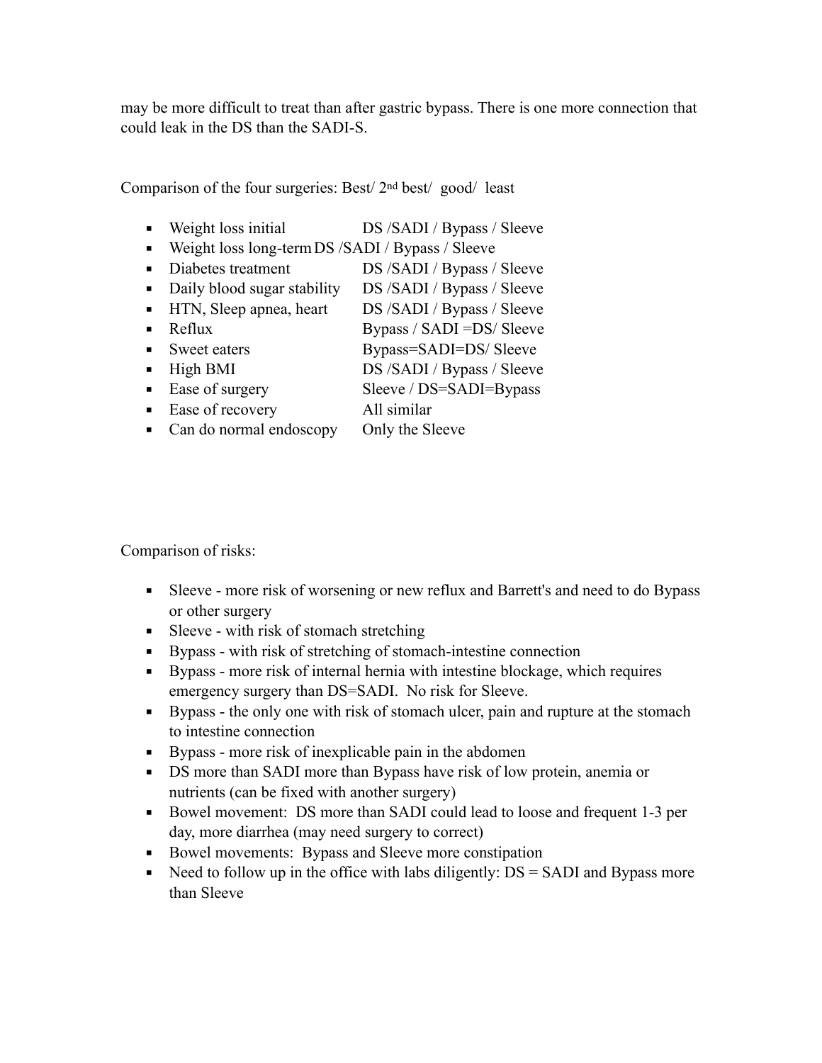may be more difficult to treat than after gastric bypass. There is one more connection that could leak in the DS than the SADI-S.

Comparison of the four surgeries: Best/ 2nd best/ good/ least

- Weight loss initial DS /SADI / Bypass / Sleeve
- Weight loss long-term DS /SADI / Bypass / Sleeve
- Diabetes treatment DS /SADI / Bypass / Sleeve
- Daily blood sugar stability DS /SADI / Bypass / Sleeve
- HTN, Sleep apnea, heart DS /SADI / Bypass / Sleeve
- Reflux Bypass / SADI =DS/ Sleeve
- Sweet eaters Bypass=SADI=DS/ Sleeve
- High BMI DS /SADI / Bypass / Sleeve
- Ease of surgery Sleeve / DS=SADI=Bypass
- Ease of recovery All similar
- Can do normal endoscopy Only the Sleeve

Comparison of risks:

- Sleeve - more risk of worsening or new reflux and Barrett's and need to do Bypass or other surgery
- Sleeve - with risk of stomach stretching
- Bypass - with risk of stretching of stomach-intestine connection
- Bypass - more risk of internal hernia with intestine blockage, which requires emergency surgery than DS=SADI. No risk for Sleeve.
- Bypass - the only one with risk of stomach ulcer, pain and rupture at the stomach to intestine connection
- Bypass - more risk of inexplicable pain in the abdomen
- DS more than SADI more than Bypass have risk of low protein, anemia or nutrients (can be fixed with another surgery)
- Bowel movement: DS more than SADI could lead to loose and frequent 1-3 per day, more diarrhea (may need surgery to correct)
- Bowel movements: Bypass and Sleeve more constipation
- Need to follow up in the office with labs diligently: DS = SADI and Bypass more than Sleeve